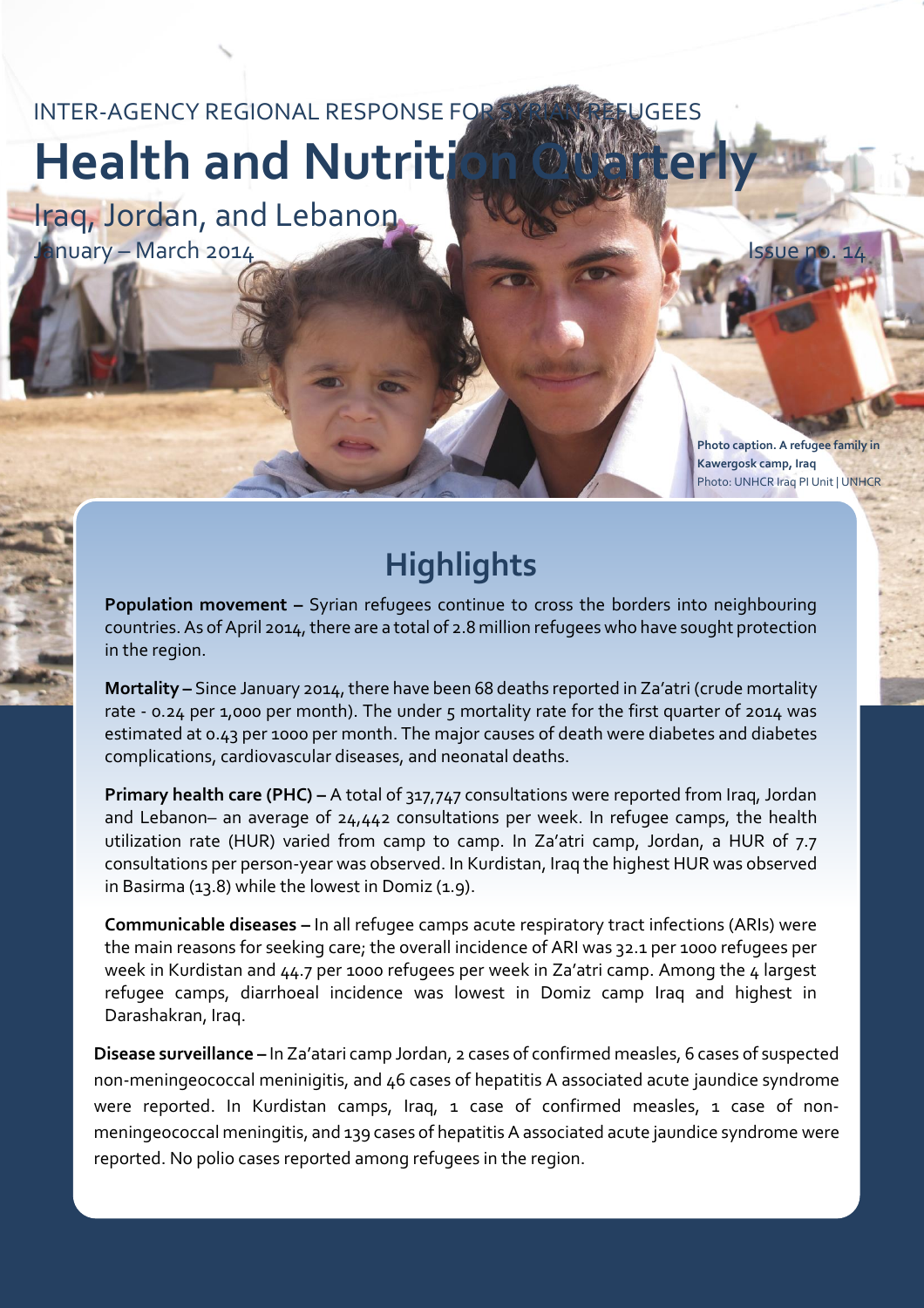INTER-AGENCY REGIONAL RESPONSE FOR SYRIAN REFUGEES

# Health and Nutrition Quarterly

Iraq, Jordan, and Lebanon

January – March 2014

Issue no. 14

**Photo caption. A refugee family in Kawergosk camp, Iraq**
Photo: UNHCR Iraq PI Unit | UNHCR

## Highlights

**Population movement –** Syrian refugees continue to cross the borders into neighbouring countries. As of April 2014, there are a total of 2.8 million refugees who have sought protection in the region.

**Mortality –** Since January 2014, there have been 68 deaths reported in Za'atri (crude mortality rate - 0.24 per 1,000 per month). The under 5 mortality rate for the first quarter of 2014 was estimated at 0.43 per 1000 per month. The major causes of death were diabetes and diabetes complications, cardiovascular diseases, and neonatal deaths.

**Primary health care (PHC) –** A total of 317,747 consultations were reported from Iraq, Jordan and Lebanon– an average of 24,442 consultations per week. In refugee camps, the health utilization rate (HUR) varied from camp to camp. In Za'atri camp, Jordan, a HUR of 7.7 consultations per person-year was observed. In Kurdistan, Iraq the highest HUR was observed in Basirma (13.8) while the lowest in Domiz (1.9).

**Communicable diseases –** In all refugee camps acute respiratory tract infections (ARIs) were the main reasons for seeking care; the overall incidence of ARI was 32.1 per 1000 refugees per week in Kurdistan and 44.7 per 1000 refugees per week in Za'atri camp. Among the 4 largest refugee camps, diarrhoeal incidence was lowest in Domiz camp Iraq and highest in Darashakran, Iraq.

**Disease surveillance –** In Za'atari camp Jordan, 2 cases of confirmed measles, 6 cases of suspected non-meningeococcal meninigitis, and 46 cases of hepatitis A associated acute jaundice syndrome were reported. In Kurdistan camps, Iraq, 1 case of confirmed measles, 1 case of non-meningeococcal meningitis, and 139 cases of hepatitis A associated acute jaundice syndrome were reported. No polio cases reported among refugees in the region.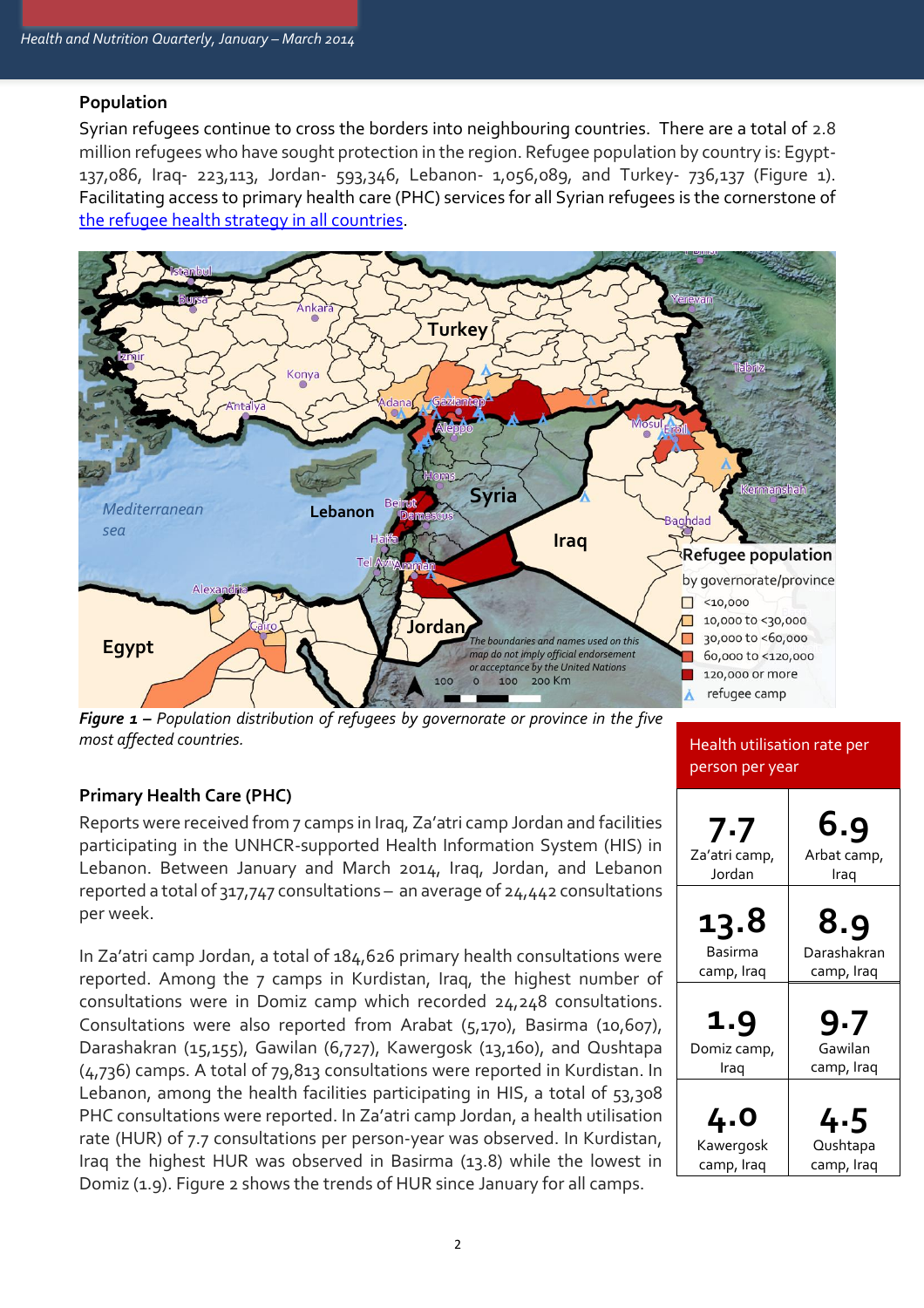## Population

Syrian refugees continue to cross the borders into neighbouring countries. There are a total of 2.8 million refugees who have sought protection in the region. Refugee population by country is: Egypt- 137,086, Iraq- 223,113, Jordan- 593,346, Lebanon- 1,056,089, and Turkey- 736,137 (Figure 1). Facilitating access to primary health care (PHC) services for all Syrian refugees is the cornerstone of the refugee health strategy in all countries.

Refugee population by governorate/province

<10,000

10,000 to <30,000

30,000 to <60,000

60,000 to <120,000

120,000 or more

refugee camp

The boundaries and names used on this map do not imply official endorsement or acceptance by the United Nations

***Figure 1** – Population distribution of refugees by governorate or province in the five most affected countries.*

## Primary Health Care (PHC)

Reports were received from 7 camps in Iraq, Za'atri camp Jordan and facilities participating in the UNHCR-supported Health Information System (HIS) in Lebanon. Between January and March 2014, Iraq, Jordan, and Lebanon reported a total of 317,747 consultations – an average of 24,442 consultations per week.

In Za'atri camp Jordan, a total of 184,626 primary health consultations were reported. Among the 7 camps in Kurdistan, Iraq, the highest number of consultations were in Domiz camp which recorded 24,248 consultations. Consultations were also reported from Arabat (5,170), Basirma (10,607), Darashakran (15,155), Gawilan (6,727), Kawergosk (13,160), and Qushtapa (4,736) camps. A total of 79,813 consultations were reported in Kurdistan. In Lebanon, among the health facilities participating in HIS, a total of 53,308 PHC consultations were reported. In Za'atri camp Jordan, a health utilisation rate (HUR) of 7.7 consultations per person-year was observed. In Kurdistan, Iraq the highest HUR was observed in Basirma (13.8) while the lowest in Domiz (1.9). Figure 2 shows the trends of HUR since January for all camps.

**Health utilisation rate per person per year**

| | |
|---|---|
| **7.7** Za'atri camp, Jordan | **6.9** Arbat camp, Iraq |
| **13.8** Basirma camp, Iraq | **8.9** Darashakran camp, Iraq |
| **1.9** Domiz camp, Iraq | **9.7** Gawilan camp, Iraq |
| **4.0** Kawergosk camp, Iraq | **4.5** Qushtapa camp, Iraq |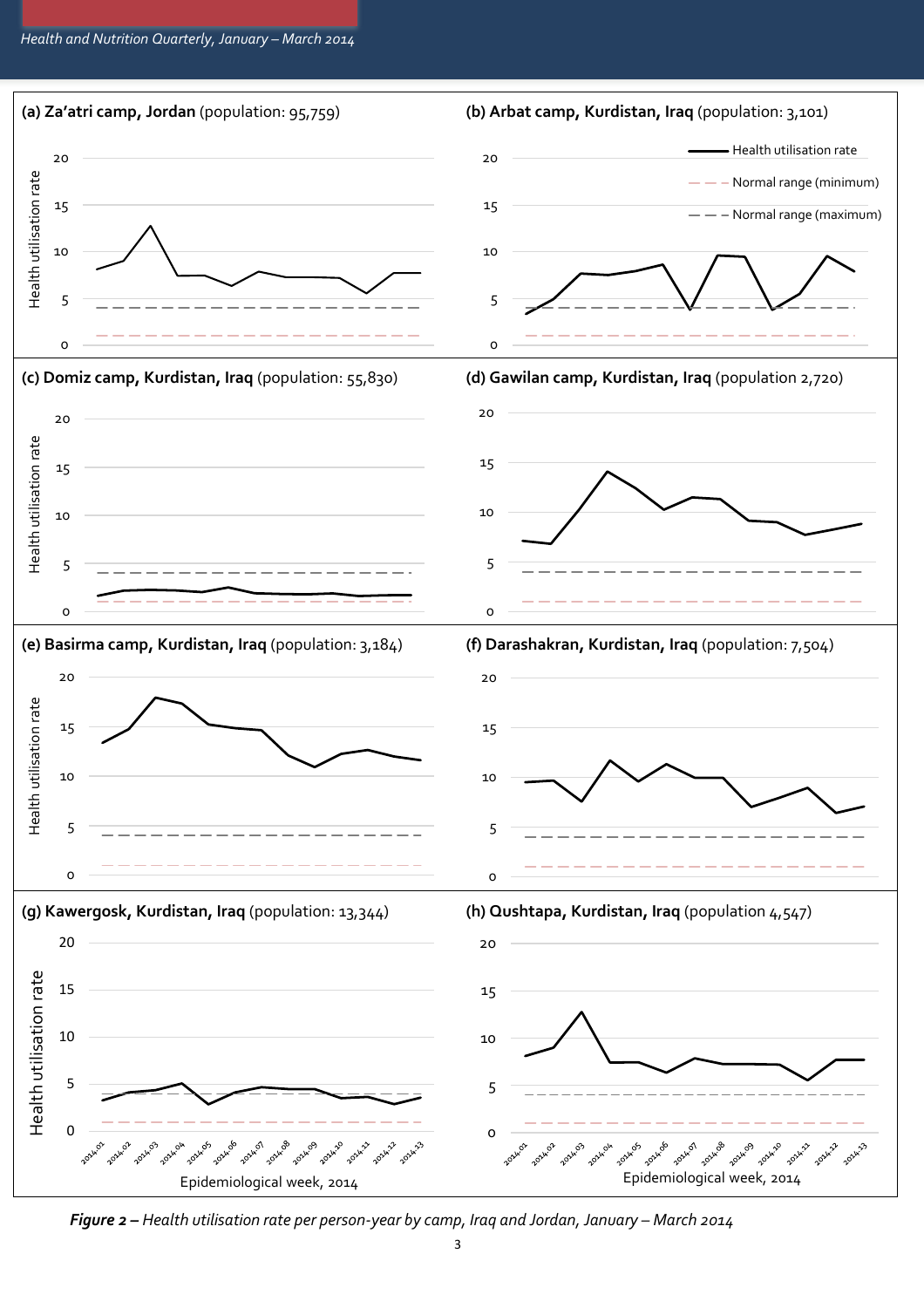(a) **Za'atri camp, Jordan** (population: 95,759)

Health utilisation rate

20
15
10
5
0

(b) **Arbat camp, Kurdistan, Iraq** (population: 3,101)

Health utilisation rate
Normal range (minimum)
Normal range (maximum)

20
15
10
5
0

(c) **Domiz camp, Kurdistan, Iraq** (population: 55,830)

Health utilisation rate

20
15
10
5
0

(d) **Gawilan camp, Kurdistan, Iraq** (population 2,720)

20
15
10
5
0

(e) **Basirma camp, Kurdistan, Iraq** (population: 3,184)

Health utilisation rate

20
15
10
5
0

(f) **Darashakran, Kurdistan, Iraq** (population: 7,504)

20
15
10
5
0

(g) **Kawergosk, Kurdistan, Iraq** (population: 13,344)

Health utilisation rate

20
15
10
5
0

2014.01 2014.02 2014.03 2014.04 2014.05 2014.06 2014.07 2014.08 2014.09 2014.10 2014.11 2014.12 2014.13

Epidemiological week, 2014

(h) **Qushtapa, Kurdistan, Iraq** (population 4,547)

20
15
10
5
0

2014.01 2014.02 2014.03 2014.04 2014.05 2014.06 2014.07 2014.08 2014.09 2014.10 2014.11 2014.12 2014.13

Epidemiological week, 2014

***Figure 2** – Health utilisation rate per person-year by camp, Iraq and Jordan, January – March 2014*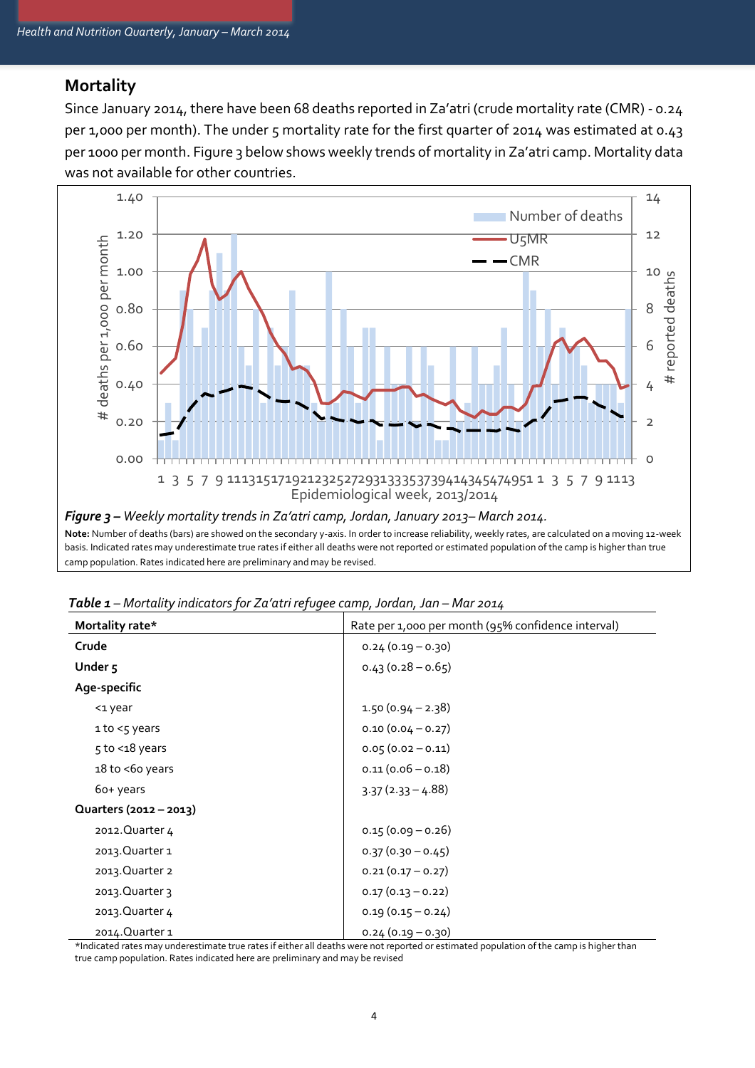## Mortality

Since January 2014, there have been 68 deaths reported in Za'atri (crude mortality rate (CMR) - 0.24 per 1,000 per month). The under 5 mortality rate for the first quarter of 2014 was estimated at 0.43 per 1000 per month. Figure 3 below shows weekly trends of mortality in Za'atri camp. Mortality data was not available for other countries.

1.40
1.20
1.00
0.80
0.60
0.40
0.20
0.00

# deaths per 1,000 per month

14
12
10
8
6
4
2
0

# reported deaths

Number of deaths
U5MR
CMR

1 3 5 7 9 11 13 15 17 19 21 23 25 27 29 31 33 35 37 39 41 43 45 47 49 51 1 3 5 7 9 11 13

Epidemiological week, 2013/2014

***Figure 3** – Weekly mortality trends in Za'atri camp, Jordan, January 2013– March 2014.*

**Note:** Number of deaths (bars) are showed on the secondary y-axis. In order to increase reliability, weekly rates, are calculated on a moving 12-week basis. Indicated rates may underestimate true rates if either all deaths were not reported or estimated population of the camp is higher than true camp population. Rates indicated here are preliminary and may be revised.

***Table 1** – Mortality indicators for Za'atri refugee camp, Jordan, Jan – Mar 2014*

| Mortality rate* | Rate per 1,000 per month (95% confidence interval) |
|---|---|
| **Crude** | 0.24 (0.19 – 0.30) |
| **Under 5** | 0.43 (0.28 – 0.65) |
| **Age-specific** | |
| <1 year | 1.50 (0.94 – 2.38) |
| 1 to <5 years | 0.10 (0.04 – 0.27) |
| 5 to <18 years | 0.05 (0.02 – 0.11) |
| 18 to <60 years | 0.11 (0.06 – 0.18) |
| 60+ years | 3.37 (2.33 – 4.88) |
| **Quarters (2012 – 2013)** | |
| 2012.Quarter 4 | 0.15 (0.09 – 0.26) |
| 2013.Quarter 1 | 0.37 (0.30 – 0.45) |
| 2013.Quarter 2 | 0.21 (0.17 – 0.27) |
| 2013.Quarter 3 | 0.17 (0.13 – 0.22) |
| 2013.Quarter 4 | 0.19 (0.15 – 0.24) |
| 2014.Quarter 1 | 0.24 (0.19 – 0.30) |

*Indicated rates may underestimate true rates if either all deaths were not reported or estimated population of the camp is higher than true camp population. Rates indicated here are preliminary and may be revised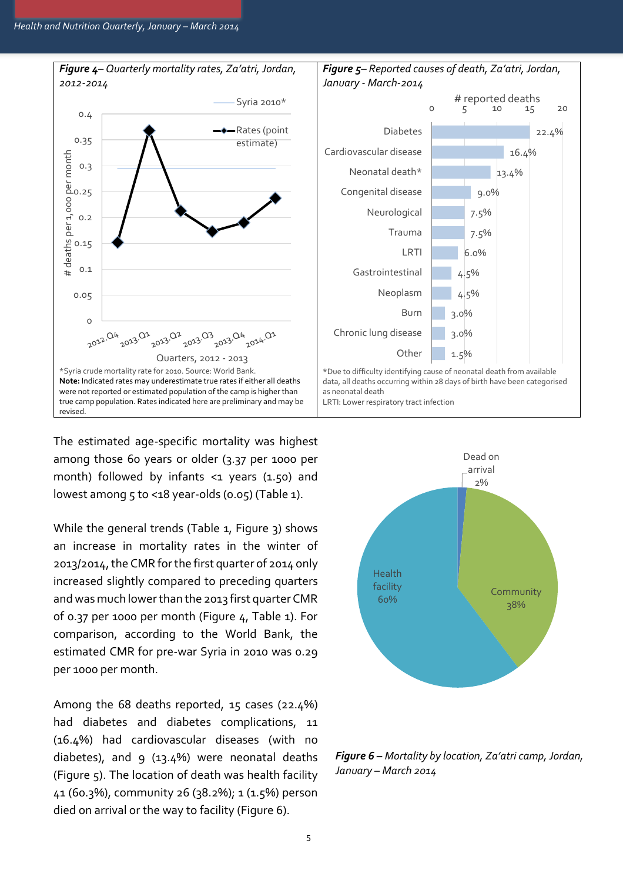*Figure 4– Quarterly mortality rates, Za'atri, Jordan, 2012-2014*

Syria 2010*

Rates (point estimate)

# deaths per 1,000 per month

0.4
0.35
0.3
0.25
0.2
0.15
0.1
0.05
0

2012.Q4
2013.Q1
2013.Q2
2013.Q3
2013.Q4
2014.Q1

Quarters, 2012 - 2013

*Syria crude mortality rate for 2010. Source: World Bank.

**Note:** Indicated rates may underestimate true rates if either all deaths were not reported or estimated population of the camp is higher than true camp population. Rates indicated here are preliminary and may be revised.

*Figure 5– Reported causes of death, Za'atri, Jordan, January - March-2014*

# reported deaths

0
5
10
15
20

Diabetes 22.4%
Cardiovascular disease 16.4%
Neonatal death* 13.4%
Congenital disease 9.0%
Neurological 7.5%
Trauma 7.5%
LRTI 6.0%
Gastrointestinal 4.5%
Neoplasm 4.5%
Burn 3.0%
Chronic lung disease 3.0%
Other 1.5%

*Due to difficulty identifying cause of neonatal death from available data, all deaths occurring within 28 days of birth have been categorised as neonatal death

LRTI: Lower respiratory tract infection

The estimated age-specific mortality was highest among those 60 years or older (3.37 per 1000 per month) followed by infants <1 years (1.50) and lowest among 5 to <18 year-olds (0.05) (Table 1).

While the general trends (Table 1, Figure 3) shows an increase in mortality rates in the winter of 2013/2014, the CMR for the first quarter of 2014 only increased slightly compared to preceding quarters and was much lower than the 2013 first quarter CMR of 0.37 per 1000 per month (Figure 4, Table 1). For comparison, according to the World Bank, the estimated CMR for pre-war Syria in 2010 was 0.29 per 1000 per month.

Among the 68 deaths reported, 15 cases (22.4%) had diabetes and diabetes complications, 11 (16.4%) had cardiovascular diseases (with no diabetes), and 9 (13.4%) were neonatal deaths (Figure 5). The location of death was health facility 41 (60.3%), community 26 (38.2%); 1 (1.5%) person died on arrival or the way to facility (Figure 6).

Dead on arrival
2%

Health facility
60%

Community
38%

***Figure 6*** *– Mortality by location, Za'atri camp, Jordan, January – March 2014*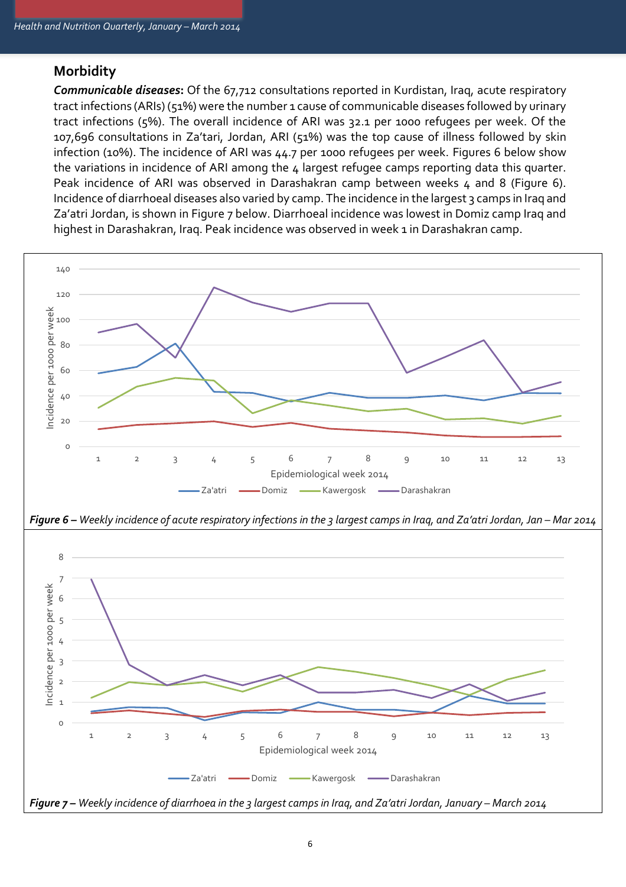## Morbidity

***Communicable diseases*:** Of the 67,712 consultations reported in Kurdistan, Iraq, acute respiratory tract infections (ARIs) (51%) were the number 1 cause of communicable diseases followed by urinary tract infections (5%). The overall incidence of ARI was 32.1 per 1000 refugees per week. Of the 107,696 consultations in Za'tari, Jordan, ARI (51%) was the top cause of illness followed by skin infection (10%). The incidence of ARI was 44.7 per 1000 refugees per week. Figures 6 below show the variations in incidence of ARI among the 4 largest refugee camps reporting data this quarter. Peak incidence of ARI was observed in Darashakran camp between weeks 4 and 8 (Figure 6). Incidence of diarrhoeal diseases also varied by camp. The incidence in the largest 3 camps in Iraq and Za'atri Jordan, is shown in Figure 7 below. Diarrhoeal incidence was lowest in Domiz camp Iraq and highest in Darashakran, Iraq. Peak incidence was observed in week 1 in Darashakran camp.

Incidence per 1000 per week
140
120
100
80
60
40
20
0
1 2 3 4 5 6 7 8 9 10 11 12 13
Epidemiological week 2014
Za'atri Domiz Kawergosk Darashakran

***Figure 6*** *– Weekly incidence of acute respiratory infections in the 3 largest camps in Iraq, and Za'atri Jordan, Jan – Mar 2014*

Incidence per 1000 per week
8
7
6
5
4
3
2
1
0
1 2 3 4 5 6 7 8 9 10 11 12 13
Epidemiological week 2014
Za'atri Domiz Kawergosk Darashakran

***Figure 7*** *– Weekly incidence of diarrhoea in the 3 largest camps in Iraq, and Za'atri Jordan, January – March 2014*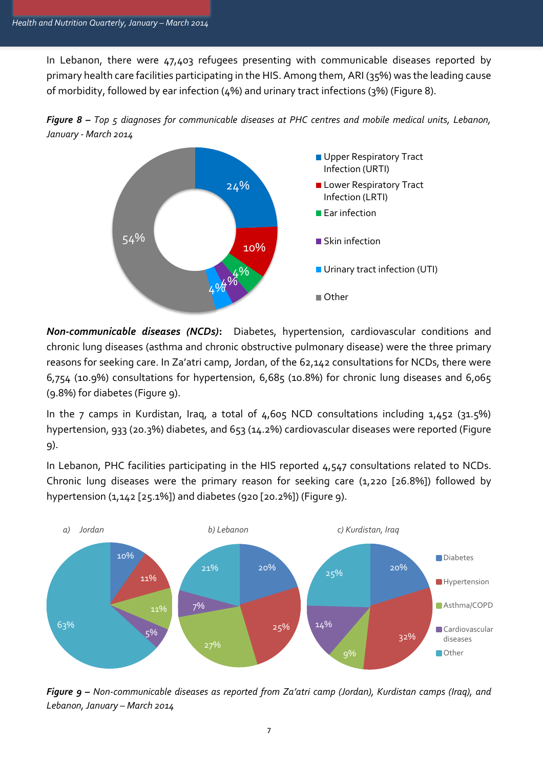In Lebanon, there were 47,403 refugees presenting with communicable diseases reported by primary health care facilities participating in the HIS. Among them, ARI (35%) was the leading cause of morbidity, followed by ear infection (4%) and urinary tract infections (3%) (Figure 8).

***Figure 8*** *– Top 5 diagnoses for communicable diseases at PHC centres and mobile medical units, Lebanon, January - March 2014*

24%
10%
4%
4%
4%
54%

Upper Respiratory Tract Infection (URTI)
Lower Respiratory Tract Infection (LRTI)
Ear infection
Skin infection
Urinary tract infection (UTI)
Other

***Non-communicable diseases (NCDs)*****:** Diabetes, hypertension, cardiovascular conditions and chronic lung diseases (asthma and chronic obstructive pulmonary disease) were the three primary reasons for seeking care. In Za'atri camp, Jordan, of the 62,142 consultations for NCDs, there were 6,754 (10.9%) consultations for hypertension, 6,685 (10.8%) for chronic lung diseases and 6,065 (9.8%) for diabetes (Figure 9).

In the 7 camps in Kurdistan, Iraq, a total of 4,605 NCD consultations including 1,452 (31.5%) hypertension, 933 (20.3%) diabetes, and 653 (14.2%) cardiovascular diseases were reported (Figure 9).

In Lebanon, PHC facilities participating in the HIS reported 4,547 consultations related to NCDs. Chronic lung diseases were the primary reason for seeking care (1,220 [26.8%]) followed by hypertension (1,142 [25.1%]) and diabetes (920 [20.2%]) (Figure 9).

*a) Jordan*
10%
11%
11%
5%
63%

*b) Lebanon*
20%
25%
27%
7%
21%

*c) Kurdistan, Iraq*
20%
32%
9%
14%
25%

Diabetes
Hypertension
Asthma/COPD
Cardiovascular diseases
Other

***Figure 9*** *– Non-communicable diseases as reported from Za'atri camp (Jordan), Kurdistan camps (Iraq), and Lebanon, January – March 2014*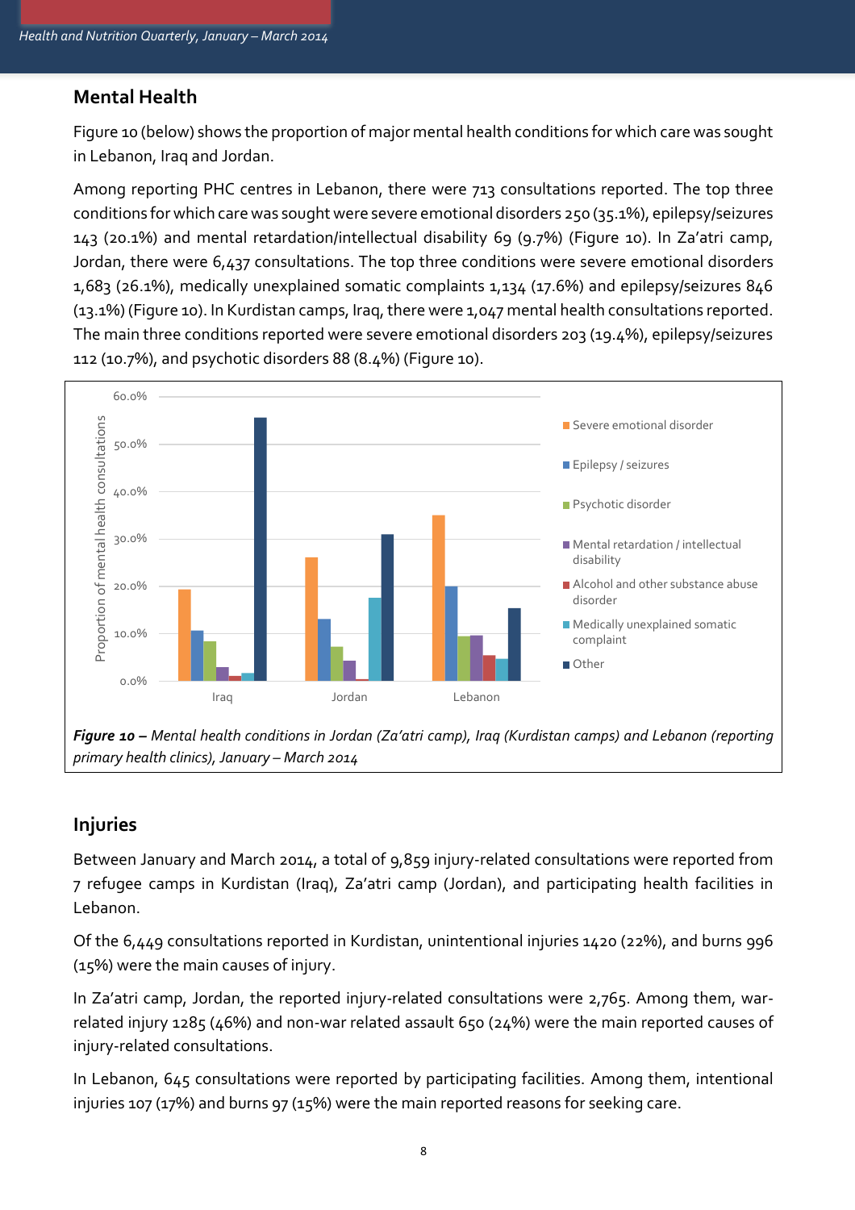## Mental Health

Figure 10 (below) shows the proportion of major mental health conditions for which care was sought in Lebanon, Iraq and Jordan.

Among reporting PHC centres in Lebanon, there were 713 consultations reported. The top three conditions for which care was sought were severe emotional disorders 250 (35.1%), epilepsy/seizures 143 (20.1%) and mental retardation/intellectual disability 69 (9.7%) (Figure 10). In Za'atri camp, Jordan, there were 6,437 consultations. The top three conditions were severe emotional disorders 1,683 (26.1%), medically unexplained somatic complaints 1,134 (17.6%) and epilepsy/seizures 846 (13.1%) (Figure 10). In Kurdistan camps, Iraq, there were 1,047 mental health consultations reported. The main three conditions reported were severe emotional disorders 203 (19.4%), epilepsy/seizures 112 (10.7%), and psychotic disorders 88 (8.4%) (Figure 10).

*Figure 10 – Mental health conditions in Jordan (Za'atri camp), Iraq (Kurdistan camps) and Lebanon (reporting primary health clinics), January – March 2014*

## Injuries

Between January and March 2014, a total of 9,859 injury-related consultations were reported from 7 refugee camps in Kurdistan (Iraq), Za'atri camp (Jordan), and participating health facilities in Lebanon.

Of the 6,449 consultations reported in Kurdistan, unintentional injuries 1420 (22%), and burns 996 (15%) were the main causes of injury.

In Za'atri camp, Jordan, the reported injury-related consultations were 2,765. Among them, war-related injury 1285 (46%) and non-war related assault 650 (24%) were the main reported causes of injury-related consultations.

In Lebanon, 645 consultations were reported by participating facilities. Among them, intentional injuries 107 (17%) and burns 97 (15%) were the main reported reasons for seeking care.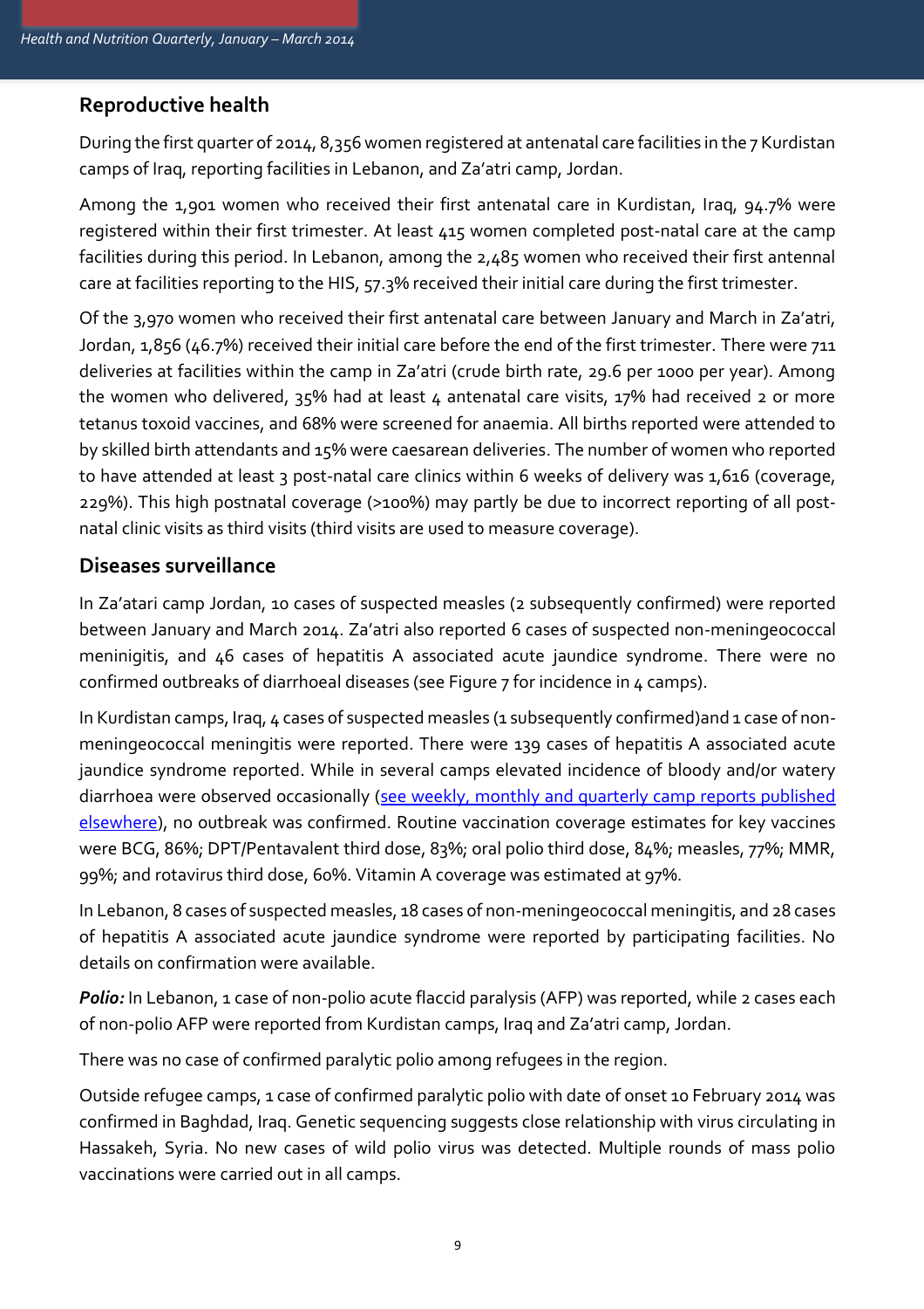## Reproductive health

During the first quarter of 2014, 8,356 women registered at antenatal care facilities in the 7 Kurdistan camps of Iraq, reporting facilities in Lebanon, and Za'atri camp, Jordan.

Among the 1,901 women who received their first antenatal care in Kurdistan, Iraq, 94.7% were registered within their first trimester. At least 415 women completed post-natal care at the camp facilities during this period. In Lebanon, among the 2,485 women who received their first antennal care at facilities reporting to the HIS, 57.3% received their initial care during the first trimester.

Of the 3,970 women who received their first antenatal care between January and March in Za'atri, Jordan, 1,856 (46.7%) received their initial care before the end of the first trimester. There were 711 deliveries at facilities within the camp in Za'atri (crude birth rate, 29.6 per 1000 per year). Among the women who delivered, 35% had at least 4 antenatal care visits, 17% had received 2 or more tetanus toxoid vaccines, and 68% were screened for anaemia. All births reported were attended to by skilled birth attendants and 15% were caesarean deliveries. The number of women who reported to have attended at least 3 post-natal care clinics within 6 weeks of delivery was 1,616 (coverage, 229%). This high postnatal coverage (>100%) may partly be due to incorrect reporting of all post-natal clinic visits as third visits (third visits are used to measure coverage).

## Diseases surveillance

In Za'atari camp Jordan, 10 cases of suspected measles (2 subsequently confirmed) were reported between January and March 2014. Za'atri also reported 6 cases of suspected non-meningeococcal meninigitis, and 46 cases of hepatitis A associated acute jaundice syndrome. There were no confirmed outbreaks of diarrhoeal diseases (see Figure 7 for incidence in 4 camps).

In Kurdistan camps, Iraq, 4 cases of suspected measles (1 subsequently confirmed)and 1 case of non-meningeococcal meningitis were reported. There were 139 cases of hepatitis A associated acute jaundice syndrome reported. While in several camps elevated incidence of bloody and/or watery diarrhoea were observed occasionally (see weekly, monthly and quarterly camp reports published elsewhere), no outbreak was confirmed. Routine vaccination coverage estimates for key vaccines were BCG, 86%; DPT/Pentavalent third dose, 83%; oral polio third dose, 84%; measles, 77%; MMR, 99%; and rotavirus third dose, 60%. Vitamin A coverage was estimated at 97%.

In Lebanon, 8 cases of suspected measles, 18 cases of non-meningeococcal meningitis, and 28 cases of hepatitis A associated acute jaundice syndrome were reported by participating facilities. No details on confirmation were available.

***Polio:*** In Lebanon, 1 case of non-polio acute flaccid paralysis (AFP) was reported, while 2 cases each of non-polio AFP were reported from Kurdistan camps, Iraq and Za'atri camp, Jordan.

There was no case of confirmed paralytic polio among refugees in the region.

Outside refugee camps, 1 case of confirmed paralytic polio with date of onset 10 February 2014 was confirmed in Baghdad, Iraq. Genetic sequencing suggests close relationship with virus circulating in Hassakeh, Syria. No new cases of wild polio virus was detected. Multiple rounds of mass polio vaccinations were carried out in all camps.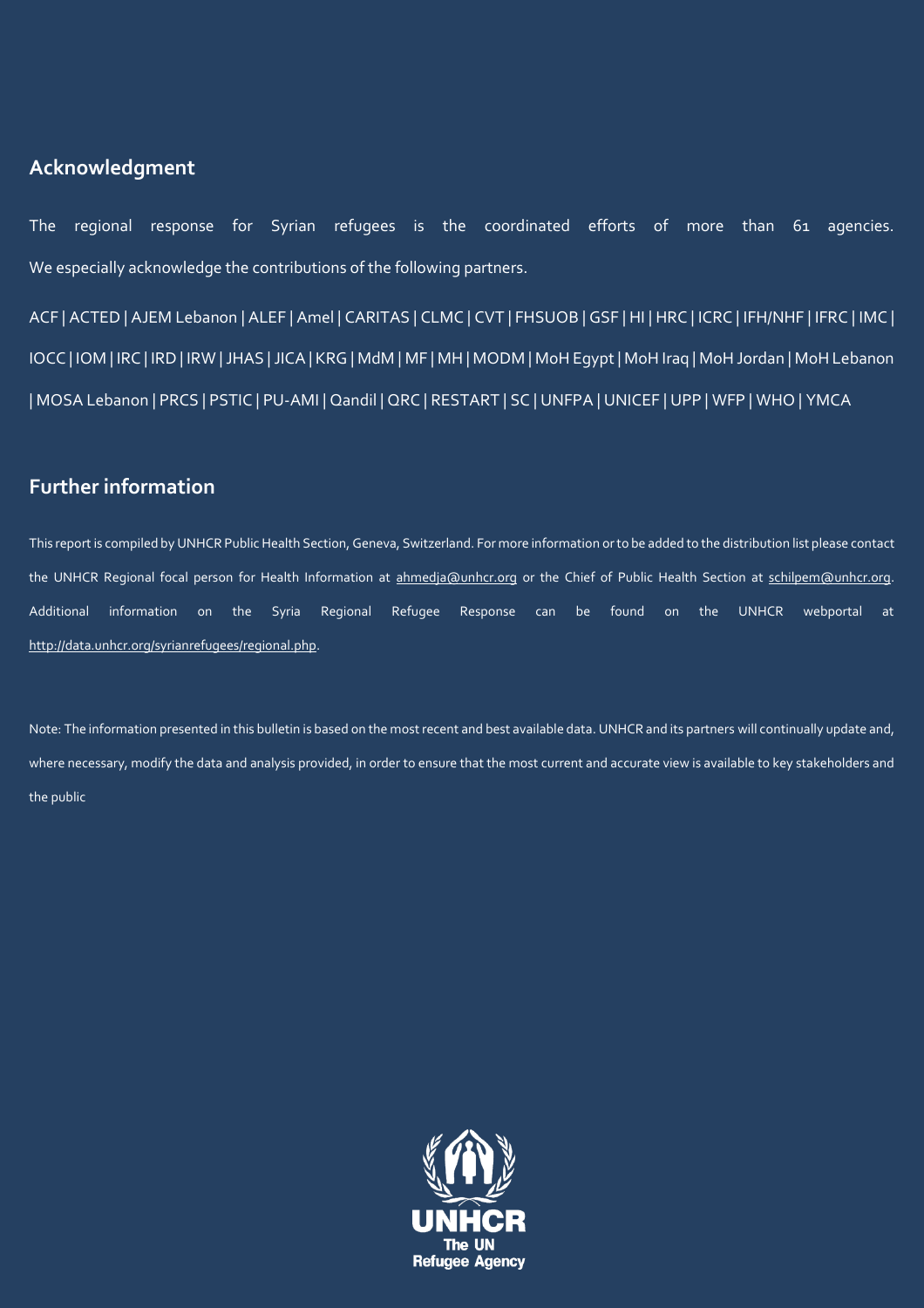## Acknowledgment

The regional response for Syrian refugees is the coordinated efforts of more than 61 agencies. We especially acknowledge the contributions of the following partners.

ACF | ACTED | AJEM Lebanon | ALEF | Amel | CARITAS | CLMC | CVT | FHSUOB | GSF | HI | HRC | ICRC | IFH/NHF | IFRC | IMC | IOCC | IOM | IRC | IRD | IRW | JHAS | JICA | KRG | MdM | MF | MH | MODM | MoH Egypt | MoH Iraq | MoH Jordan | MoH Lebanon | MOSA Lebanon | PRCS | PSTIC | PU-AMI | Qandil | QRC | RESTART | SC | UNFPA | UNICEF | UPP | WFP | WHO | YMCA

## Further information

This report is compiled by UNHCR Public Health Section, Geneva, Switzerland. For more information or to be added to the distribution list please contact the UNHCR Regional focal person for Health Information at ahmedja@unhcr.org or the Chief of Public Health Section at schilpem@unhcr.org. Additional information on the Syria Regional Refugee Response can be found on the UNHCR webportal at http://data.unhcr.org/syrianrefugees/regional.php.

Note: The information presented in this bulletin is based on the most recent and best available data. UNHCR and its partners will continually update and, where necessary, modify the data and analysis provided, in order to ensure that the most current and accurate view is available to key stakeholders and the public

UNHCR
The UN
Refugee Agency